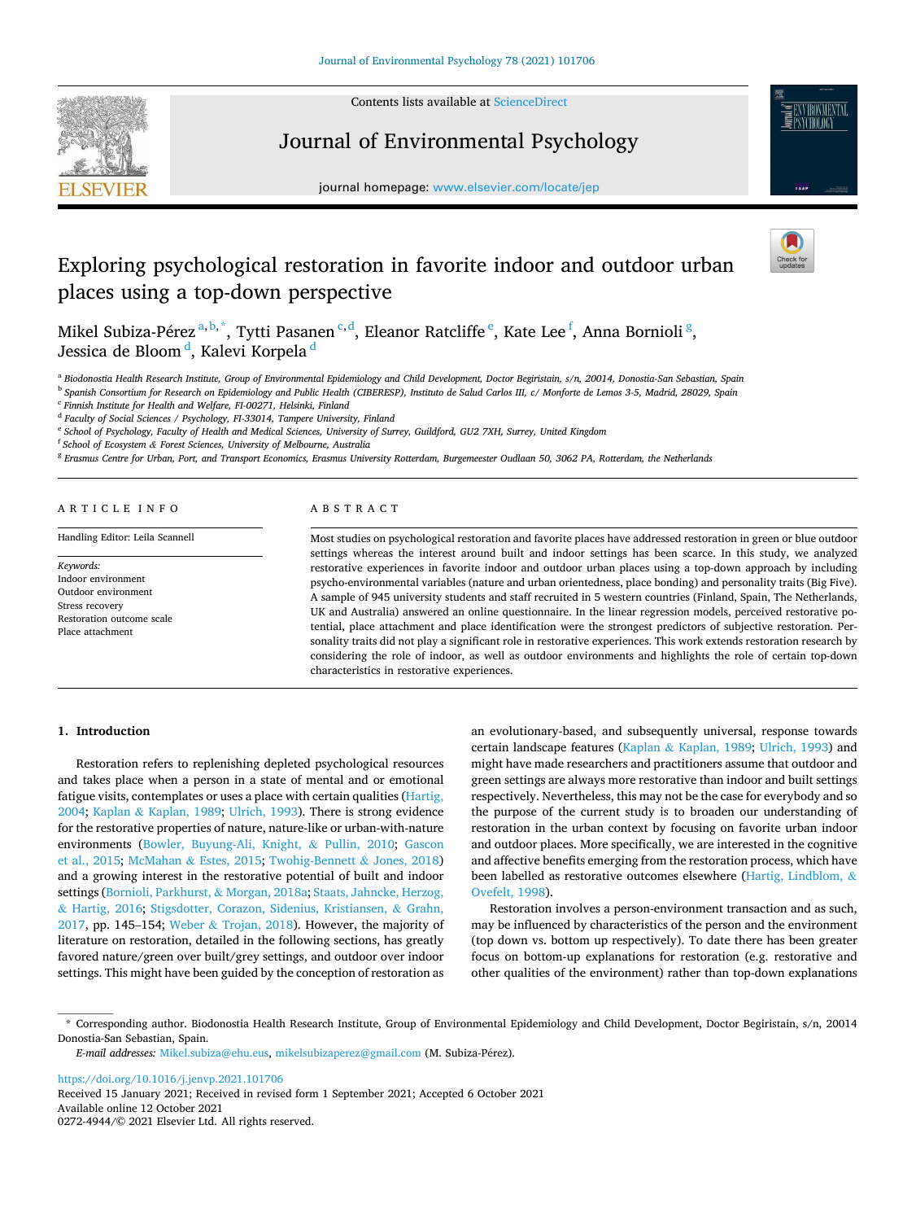# Exploring psychological restoration in favorite indoor and outdoor urban places using a top-down perspective

Mikel Subiza-Pérez [a,b,*], Tytti Pasanen [c,d], Eleanor Ratcliffe [e], Kate Lee [f], Anna Bornioli [g], Jessica de Bloom [d], Kalevi Korpela [d]

[a] Biodonostia Health Research Institute, Group of Environmental Epidemiology and Child Development, Doctor Begiristain, s/n, 20014, Donostia-San Sebastian, Spain
[b] Spanish Consortium for Research on Epidemiology and Public Health (CIBERESP), Instituto de Salud Carlos III, c/ Monforte de Lemos 3-5, Madrid, 28029, Spain
[c] Finnish Institute for Health and Welfare, FI-00271, Helsinki, Finland
[d] Faculty of Social Sciences / Psychology, FI-33014, Tampere University, Finland
[e] School of Psychology, Faculty of Health and Medical Sciences, University of Surrey, Guildford, GU2 7XH, Surrey, United Kingdom
[f] School of Ecosystem & Forest Sciences, University of Melbourne, Australia
[g] Erasmus Centre for Urban, Port, and Transport Economics, Erasmus University Rotterdam, Burgemeester Oudlaan 50, 3062 PA, Rotterdam, the Netherlands

## ARTICLE INFO

Handling Editor: Leila Scannell

*Keywords:*
Indoor environment
Outdoor environment
Stress recovery
Restoration outcome scale
Place attachment

## ABSTRACT

Most studies on psychological restoration and favorite places have addressed restoration in green or blue outdoor settings whereas the interest around built and indoor settings has been scarce. In this study, we analyzed restorative experiences in favorite indoor and outdoor urban places using a top-down approach by including psycho-environmental variables (nature and urban orientedness, place bonding) and personality traits (Big Five). A sample of 945 university students and staff recruited in 5 western countries (Finland, Spain, The Netherlands, UK and Australia) answered an online questionnaire. In the linear regression models, perceived restorative potential, place attachment and place identification were the strongest predictors of subjective restoration. Personality traits did not play a significant role in restorative experiences. This work extends restoration research by considering the role of indoor, as well as outdoor environments and highlights the role of certain top-down characteristics in restorative experiences.

## 1. Introduction

Restoration refers to replenishing depleted psychological resources and takes place when a person in a state of mental and or emotional fatigue visits, contemplates or uses a place with certain qualities (Hartig, 2004; Kaplan & Kaplan, 1989; Ulrich, 1993). There is strong evidence for the restorative properties of nature, nature-like or urban-with-nature environments (Bowler, Buyung-Ali, Knight, & Pullin, 2010; Gascon et al., 2015; McMahan & Estes, 2015; Twohig-Bennett & Jones, 2018) and a growing interest in the restorative potential of built and indoor settings (Bornioli, Parkhurst, & Morgan, 2018a; Staats, Jahncke, Herzog, & Hartig, 2016; Stigsdotter, Corazon, Sidenius, Kristiansen, & Grahn, 2017, pp. 145–154; Weber & Trojan, 2018). However, the majority of literature on restoration, detailed in the following sections, has greatly favored nature/green over built/grey settings, and outdoor over indoor settings. This might have been guided by the conception of restoration as an evolutionary-based, and subsequently universal, response towards certain landscape features (Kaplan & Kaplan, 1989; Ulrich, 1993) and might have made researchers and practitioners assume that outdoor and green settings are always more restorative than indoor and built settings respectively. Nevertheless, this may not be the case for everybody and so the purpose of the current study is to broaden our understanding of restoration in the urban context by focusing on favorite urban indoor and outdoor places. More specifically, we are interested in the cognitive and affective benefits emerging from the restoration process, which have been labelled as restorative outcomes elsewhere (Hartig, Lindblom, & Ovefelt, 1998).

Restoration involves a person-environment transaction and as such, may be influenced by characteristics of the person and the environment (top down vs. bottom up respectively). To date there has been greater focus on bottom-up explanations for restoration (e.g. restorative and other qualities of the environment) rather than top-down explanations

* Corresponding author. Biodonostia Health Research Institute, Group of Environmental Epidemiology and Child Development, Doctor Begiristain, s/n, 20014 Donostia-San Sebastian, Spain.
*E-mail addresses:* Mikel.subiza@ehu.eus, mikelsubizaperez@gmail.com (M. Subiza-Pérez).

https://doi.org/10.1016/j.jenvp.2021.101706
Received 15 January 2021; Received in revised form 1 September 2021; Accepted 6 October 2021
Available online 12 October 2021
0272-4944/© 2021 Elsevier Ltd. All rights reserved.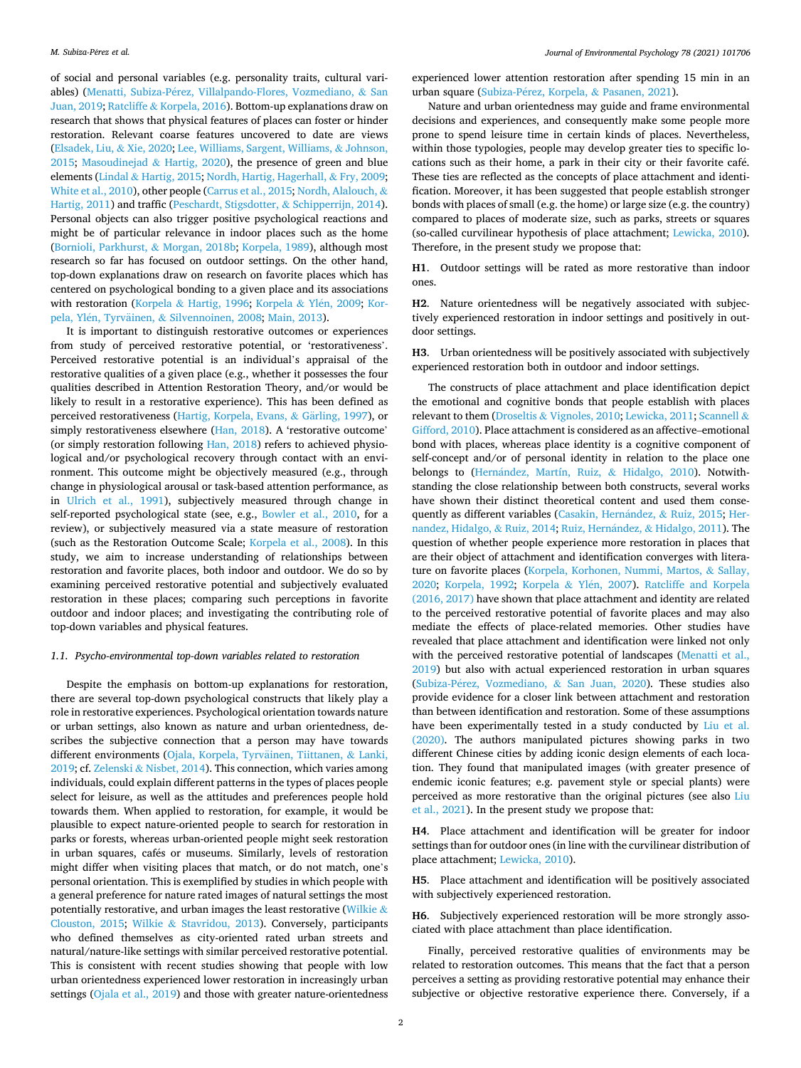of social and personal variables (e.g. personality traits, cultural variables) (Menatti, Subiza-Pérez, Villalpando-Flores, Vozmediano, & San Juan, 2019; Ratcliffe & Korpela, 2016). Bottom-up explanations draw on research that shows that physical features of places can foster or hinder restoration. Relevant coarse features uncovered to date are views (Elsadek, Liu, & Xie, 2020; Lee, Williams, Sargent, Williams, & Johnson, 2015; Masoudinejad & Hartig, 2020), the presence of green and blue elements (Lindal & Hartig, 2015; Nordh, Hartig, Hagerhall, & Fry, 2009; White et al., 2010), other people (Carrus et al., 2015; Nordh, Alalouch, & Hartig, 2011) and traffic (Peschardt, Stigsdotter, & Schipperrijn, 2014). Personal objects can also trigger positive psychological reactions and might be of particular relevance in indoor places such as the home (Bornioli, Parkhurst, & Morgan, 2018b; Korpela, 1989), although most research so far has focused on outdoor settings. On the other hand, top-down explanations draw on research on favorite places which has centered on psychological bonding to a given place and its associations with restoration (Korpela & Hartig, 1996; Korpela & Ylén, 2009; Korpela, Ylén, Tyrväinen, & Silvennoinen, 2008; Main, 2013).

It is important to distinguish restorative outcomes or experiences from study of perceived restorative potential, or 'restorativeness'. Perceived restorative potential is an individual's appraisal of the restorative qualities of a given place (e.g., whether it possesses the four qualities described in Attention Restoration Theory, and/or would be likely to result in a restorative experience). This has been defined as perceived restorativeness (Hartig, Korpela, Evans, & Gärling, 1997), or simply restorativeness elsewhere (Han, 2018). A 'restorative outcome' (or simply restoration following Han, 2018) refers to achieved physiological and/or psychological recovery through contact with an environment. This outcome might be objectively measured (e.g., through change in physiological arousal or task-based attention performance, as in Ulrich et al., 1991), subjectively measured through change in self-reported psychological state (see, e.g., Bowler et al., 2010, for a review), or subjectively measured via a state measure of restoration (such as the Restoration Outcome Scale; Korpela et al., 2008). In this study, we aim to increase understanding of relationships between restoration and favorite places, both indoor and outdoor. We do so by examining perceived restorative potential and subjectively evaluated restoration in these places; comparing such perceptions in favorite outdoor and indoor places; and investigating the contributing role of top-down variables and physical features.

### 1.1. Psycho-environmental top-down variables related to restoration

Despite the emphasis on bottom-up explanations for restoration, there are several top-down psychological constructs that likely play a role in restorative experiences. Psychological orientation towards nature or urban settings, also known as nature and urban orientedness, describes the subjective connection that a person may have towards different environments (Ojala, Korpela, Tyrväinen, Tiittanen, & Lanki, 2019; cf. Zelenski & Nisbet, 2014). This connection, which varies among individuals, could explain different patterns in the types of places people select for leisure, as well as the attitudes and preferences people hold towards them. When applied to restoration, for example, it would be plausible to expect nature-oriented people to search for restoration in parks or forests, whereas urban-oriented people might seek restoration in urban squares, cafés or museums. Similarly, levels of restoration might differ when visiting places that match, or do not match, one's personal orientation. This is exemplified by studies in which people with a general preference for nature rated images of natural settings the most potentially restorative, and urban images the least restorative (Wilkie & Clouston, 2015; Wilkie & Stavridou, 2013). Conversely, participants who defined themselves as city-oriented rated urban streets and natural/nature-like settings with similar perceived restorative potential. This is consistent with recent studies showing that people with low urban orientedness experienced lower restoration in increasingly urban settings (Ojala et al., 2019) and those with greater nature-orientedness experienced lower attention restoration after spending 15 min in an urban square (Subiza-Pérez, Korpela, & Pasanen, 2021).

Nature and urban orientedness may guide and frame environmental decisions and experiences, and consequently make some people more prone to spend leisure time in certain kinds of places. Nevertheless, within those typologies, people may develop greater ties to specific locations such as their home, a park in their city or their favorite café. These ties are reflected as the concepts of place attachment and identification. Moreover, it has been suggested that people establish stronger bonds with places of small (e.g. the home) or large size (e.g. the country) compared to places of moderate size, such as parks, streets or squares (so-called curvilinear hypothesis of place attachment; Lewicka, 2010). Therefore, in the present study we propose that:

**H1.** Outdoor settings will be rated as more restorative than indoor ones.

**H2.** Nature orientedness will be negatively associated with subjectively experienced restoration in indoor settings and positively in outdoor settings.

**H3.** Urban orientedness will be positively associated with subjectively experienced restoration both in outdoor and indoor settings.

The constructs of place attachment and place identification depict the emotional and cognitive bonds that people establish with places relevant to them (Droseltis & Vignoles, 2010; Lewicka, 2011; Scannell & Gifford, 2010). Place attachment is considered as an affective–emotional bond with places, whereas place identity is a cognitive component of self-concept and/or of personal identity in relation to the place one belongs to (Hernández, Martín, Ruiz, & Hidalgo, 2010). Notwithstanding the close relationship between both constructs, several works have shown their distinct theoretical content and used them consequently as different variables (Casakin, Hernández, & Ruiz, 2015; Hernandez, Hidalgo, & Ruiz, 2014; Ruiz, Hernández, & Hidalgo, 2011). The question of whether people experience more restoration in places that are their object of attachment and identification converges with literature on favorite places (Korpela, Korhonen, Nummi, Martos, & Sallay, 2020; Korpela, 1992; Korpela & Ylén, 2007). Ratcliffe and Korpela (2016, 2017) have shown that place attachment and identity are related to the perceived restorative potential of favorite places and may also mediate the effects of place-related memories. Other studies have revealed that place attachment and identification were linked not only with the perceived restorative potential of landscapes (Menatti et al., 2019) but also with actual experienced restoration in urban squares (Subiza-Pérez, Vozmediano, & San Juan, 2020). These studies also provide evidence for a closer link between attachment and restoration than between identification and restoration. Some of these assumptions have been experimentally tested in a study conducted by Liu et al. (2020). The authors manipulated pictures showing parks in two different Chinese cities by adding iconic design elements of each location. They found that manipulated images (with greater presence of endemic iconic features; e.g. pavement style or special plants) were perceived as more restorative than the original pictures (see also Liu et al., 2021). In the present study we propose that:

**H4.** Place attachment and identification will be greater for indoor settings than for outdoor ones (in line with the curvilinear distribution of place attachment; Lewicka, 2010).

**H5.** Place attachment and identification will be positively associated with subjectively experienced restoration.

**H6.** Subjectively experienced restoration will be more strongly associated with place attachment than place identification.

Finally, perceived restorative qualities of environments may be related to restoration outcomes. This means that the fact that a person perceives a setting as providing restorative potential may enhance their subjective or objective restorative experience there. Conversely, if a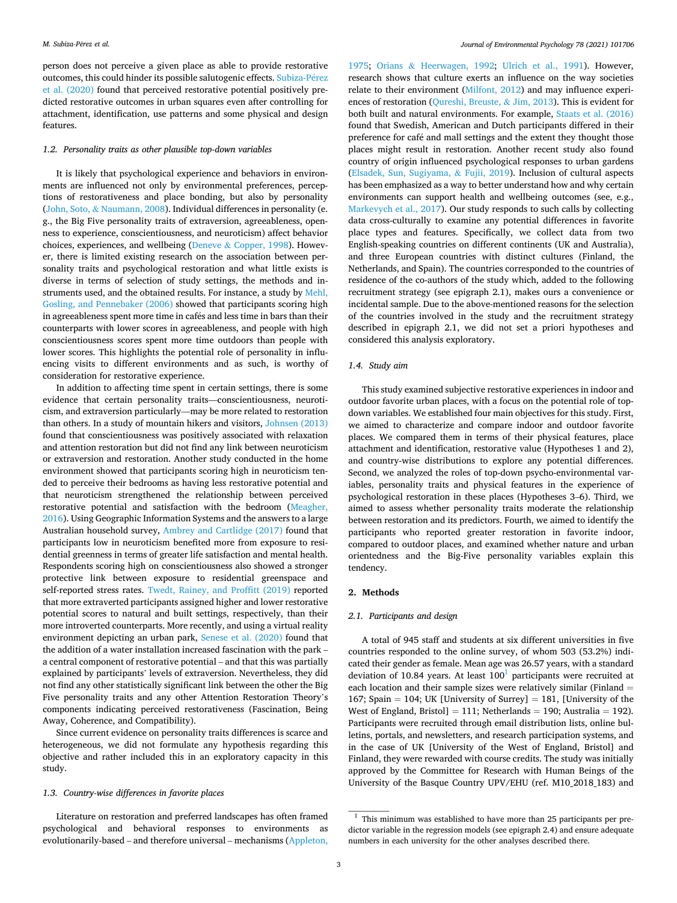person does not perceive a given place as able to provide restorative outcomes, this could hinder its possible salutogenic effects. Subiza-Pérez et al. (2020) found that perceived restorative potential positively predicted restorative outcomes in urban squares even after controlling for attachment, identification, use patterns and some physical and design features.

### 1.2. Personality traits as other plausible top-down variables

It is likely that psychological experience and behaviors in environments are influenced not only by environmental preferences, perceptions of restorativeness and place bonding, but also by personality (John, Soto, & Naumann, 2008). Individual differences in personality (e.g., the Big Five personality traits of extraversion, agreeableness, openness to experience, conscientiousness, and neuroticism) affect behavior choices, experiences, and wellbeing (Deneve & Copper, 1998). However, there is limited existing research on the association between personality traits and psychological restoration and what little exists is diverse in terms of selection of study settings, the methods and instruments used, and the obtained results. For instance, a study by Mehl, Gosling, and Pennebaker (2006) showed that participants scoring high in agreeableness spent more time in cafés and less time in bars than their counterparts with lower scores in agreeableness, and people with high conscientiousness scores spent more time outdoors than people with lower scores. This highlights the potential role of personality in influencing visits to different environments and as such, is worthy of consideration for restorative experience.

In addition to affecting time spent in certain settings, there is some evidence that certain personality traits—conscientiousness, neuroticism, and extraversion particularly—may be more related to restoration than others. In a study of mountain hikers and visitors, Johnsen (2013) found that conscientiousness was positively associated with relaxation and attention restoration but did not find any link between neuroticism or extraversion and restoration. Another study conducted in the home environment showed that participants scoring high in neuroticism tended to perceive their bedrooms as having less restorative potential and that neuroticism strengthened the relationship between perceived restorative potential and satisfaction with the bedroom (Meagher, 2016). Using Geographic Information Systems and the answers to a large Australian household survey, Ambrey and Cartlidge (2017) found that participants low in neuroticism benefited more from exposure to residential greenness in terms of greater life satisfaction and mental health. Respondents scoring high on conscientiousness also showed a stronger protective link between exposure to residential greenspace and self-reported stress rates. Twedt, Rainey, and Proffitt (2019) reported that more extraverted participants assigned higher and lower restorative potential scores to natural and built settings, respectively, than their more introverted counterparts. More recently, and using a virtual reality environment depicting an urban park, Senese et al. (2020) found that the addition of a water installation increased fascination with the park – a central component of restorative potential – and that this was partially explained by participants' levels of extraversion. Nevertheless, they did not find any other statistically significant link between the other the Big Five personality traits and any other Attention Restoration Theory's components indicating perceived restorativeness (Fascination, Being Away, Coherence, and Compatibility).

Since current evidence on personality traits differences is scarce and heterogeneous, we did not formulate any hypothesis regarding this objective and rather included this in an exploratory capacity in this study.

### 1.3. Country-wise differences in favorite places

Literature on restoration and preferred landscapes has often framed psychological and behavioral responses to environments as evolutionarily-based – and therefore universal – mechanisms (Appleton, 1975; Orians & Heerwagen, 1992; Ulrich et al., 1991). However, research shows that culture exerts an influence on the way societies relate to their environment (Milfont, 2012) and may influence experiences of restoration (Qureshi, Breuste, & Jim, 2013). This is evident for both built and natural environments. For example, Staats et al. (2016) found that Swedish, American and Dutch participants differed in their preference for café and mall settings and the extent they thought those places might result in restoration. Another recent study also found country of origin influenced psychological responses to urban gardens (Elsadek, Sun, Sugiyama, & Fujii, 2019). Inclusion of cultural aspects has been emphasized as a way to better understand how and why certain environments can support health and wellbeing outcomes (see, e.g., Markevych et al., 2017). Our study responds to such calls by collecting data cross-culturally to examine any potential differences in favorite place types and features. Specifically, we collect data from two English-speaking countries on different continents (UK and Australia), and three European countries with distinct cultures (Finland, the Netherlands, and Spain). The countries corresponded to the countries of residence of the co-authors of the study which, added to the following recruitment strategy (see epigraph 2.1), makes ours a convenience or incidental sample. Due to the above-mentioned reasons for the selection of the countries involved in the study and the recruitment strategy described in epigraph 2.1, we did not set a priori hypotheses and considered this analysis exploratory.

### 1.4. Study aim

This study examined subjective restorative experiences in indoor and outdoor favorite urban places, with a focus on the potential role of top-down variables. We established four main objectives for this study. First, we aimed to characterize and compare indoor and outdoor favorite places. We compared them in terms of their physical features, place attachment and identification, restorative value (Hypotheses 1 and 2), and country-wise distributions to explore any potential differences. Second, we analyzed the roles of top-down psycho-environmental variables, personality traits and physical features in the experience of psychological restoration in these places (Hypotheses 3–6). Third, we aimed to assess whether personality traits moderate the relationship between restoration and its predictors. Fourth, we aimed to identify the participants who reported greater restoration in favorite indoor, compared to outdoor places, and examined whether nature and urban orientedness and the Big-Five personality variables explain this tendency.

## 2. Methods

### 2.1. Participants and design

A total of 945 staff and students at six different universities in five countries responded to the online survey, of whom 503 (53.2%) indicated their gender as female. Mean age was 26.57 years, with a standard deviation of 10.84 years. At least 100[1] participants were recruited at each location and their sample sizes were relatively similar (Finland = 167; Spain = 104; UK [University of Surrey] = 181, [University of the West of England, Bristol] = 111; Netherlands = 190; Australia = 192). Participants were recruited through email distribution lists, online bulletins, portals, and newsletters, and research participation systems, and in the case of UK [University of the West of England, Bristol] and Finland, they were rewarded with course credits. The study was initially approved by the Committee for Research with Human Beings of the University of the Basque Country UPV/EHU (ref. M10_2018_183) and

[1] This minimum was established to have more than 25 participants per predictor variable in the regression models (see epigraph 2.4) and ensure adequate numbers in each university for the other analyses described there.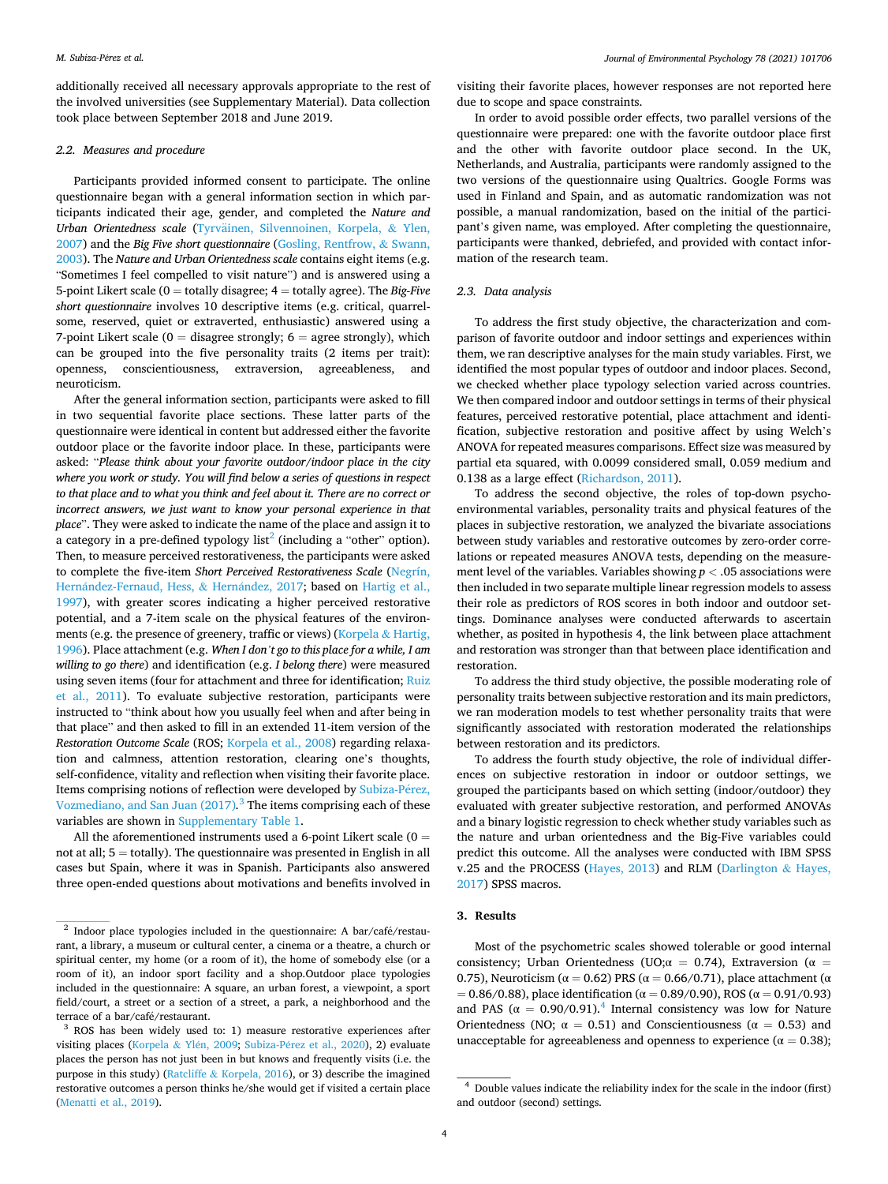additionally received all necessary approvals appropriate to the rest of the involved universities (see Supplementary Material). Data collection took place between September 2018 and June 2019.

### 2.2. Measures and procedure

Participants provided informed consent to participate. The online questionnaire began with a general information section in which participants indicated their age, gender, and completed the *Nature and Urban Orientedness scale* (Tyrväinen, Silvennoinen, Korpela, & Ylen, 2007) and the *Big Five short questionnaire* (Gosling, Rentfrow, & Swann, 2003). The *Nature and Urban Orientedness scale* contains eight items (e.g. "Sometimes I feel compelled to visit nature") and is answered using a 5-point Likert scale (0 = totally disagree; 4 = totally agree). The *Big-Five short questionnaire* involves 10 descriptive items (e.g. critical, quarrelsome, reserved, quiet or extraverted, enthusiastic) answered using a 7-point Likert scale (0 = disagree strongly; 6 = agree strongly), which can be grouped into the five personality traits (2 items per trait): openness, conscientiousness, extraversion, agreeableness, and neuroticism.

After the general information section, participants were asked to fill in two sequential favorite place sections. These latter parts of the questionnaire were identical in content but addressed either the favorite outdoor place or the favorite indoor place. In these, participants were asked: "*Please think about your favorite outdoor/indoor place in the city where you work or study. You will find below a series of questions in respect to that place and to what you think and feel about it. There are no correct or incorrect answers, we just want to know your personal experience in that place*". They were asked to indicate the name of the place and assign it to a category in a pre-defined typology list[2] (including a "other" option). Then, to measure perceived restorativeness, the participants were asked to complete the five-item *Short Perceived Restorativeness Scale* (Negrín, Hernández-Fernaud, Hess, & Hernández, 2017; based on Hartig et al., 1997), with greater scores indicating a higher perceived restorative potential, and a 7-item scale on the physical features of the environments (e.g. the presence of greenery, traffic or views) (Korpela & Hartig, 1996). Place attachment (e.g. *When I don't go to this place for a while, I am willing to go there*) and identification (e.g. *I belong there*) were measured using seven items (four for attachment and three for identification; Ruiz et al., 2011). To evaluate subjective restoration, participants were instructed to "think about how you usually feel when and after being in that place" and then asked to fill in an extended 11-item version of the *Restoration Outcome Scale* (ROS; Korpela et al., 2008) regarding relaxation and calmness, attention restoration, clearing one's thoughts, self-confidence, vitality and reflection when visiting their favorite place. Items comprising notions of reflection were developed by Subiza-Pérez, Vozmediano, and San Juan (2017).[3] The items comprising each of these variables are shown in Supplementary Table 1.

All the aforementioned instruments used a 6-point Likert scale (0 = not at all; 5 = totally). The questionnaire was presented in English in all cases but Spain, where it was in Spanish. Participants also answered three open-ended questions about motivations and benefits involved in visiting their favorite places, however responses are not reported here due to scope and space constraints.

In order to avoid possible order effects, two parallel versions of the questionnaire were prepared: one with the favorite outdoor place first and the other with favorite outdoor place second. In the UK, Netherlands, and Australia, participants were randomly assigned to the two versions of the questionnaire using Qualtrics. Google Forms was used in Finland and Spain, and as automatic randomization was not possible, a manual randomization, based on the initial of the participant's given name, was employed. After completing the questionnaire, participants were thanked, debriefed, and provided with contact information of the research team.

### 2.3. Data analysis

To address the first study objective, the characterization and comparison of favorite outdoor and indoor settings and experiences within them, we ran descriptive analyses for the main study variables. First, we identified the most popular types of outdoor and indoor places. Second, we checked whether place typology selection varied across countries. We then compared indoor and outdoor settings in terms of their physical features, perceived restorative potential, place attachment and identification, subjective restoration and positive affect by using Welch's ANOVA for repeated measures comparisons. Effect size was measured by partial eta squared, with 0.0099 considered small, 0.059 medium and 0.138 as a large effect (Richardson, 2011).

To address the second objective, the roles of top-down psycho-environmental variables, personality traits and physical features of the places in subjective restoration, we analyzed the bivariate associations between study variables and restorative outcomes by zero-order correlations or repeated measures ANOVA tests, depending on the measurement level of the variables. Variables showing $p < .05$ associations were then included in two separate multiple linear regression models to assess their role as predictors of ROS scores in both indoor and outdoor settings. Dominance analyses were conducted afterwards to ascertain whether, as posited in hypothesis 4, the link between place attachment and restoration was stronger than that between place identification and restoration.

To address the third study objective, the possible moderating role of personality traits between subjective restoration and its main predictors, we ran moderation models to test whether personality traits that were significantly associated with restoration moderated the relationships between restoration and its predictors.

To address the fourth study objective, the role of individual differences on subjective restoration in indoor or outdoor settings, we grouped the participants based on which setting (indoor/outdoor) they evaluated with greater subjective restoration, and performed ANOVAs and a binary logistic regression to check whether study variables such as the nature and urban orientedness and the Big-Five variables could predict this outcome. All the analyses were conducted with IBM SPSS v.25 and the PROCESS (Hayes, 2013) and RLM (Darlington & Hayes, 2017) SPSS macros.

## 3. Results

Most of the psychometric scales showed tolerable or good internal consistency; Urban Orientedness (UO;α = 0.74), Extraversion (α = 0.75), Neuroticism (α = 0.62) PRS (α = 0.66/0.71), place attachment (α = 0.86/0.88), place identification (α = 0.89/0.90), ROS (α = 0.91/0.93) and PAS (α = 0.90/0.91).[4] Internal consistency was low for Nature Orientedness (NO; α = 0.51) and Conscientiousness (α = 0.53) and unacceptable for agreeableness and openness to experience (α = 0.38);

---

[2] Indoor place typologies included in the questionnaire: A bar/café/restaurant, a library, a museum or cultural center, a cinema or a theatre, a church or spiritual center, my home (or a room of it), the home of somebody else (or a room of it), an indoor sport facility and a shop.Outdoor place typologies included in the questionnaire: A square, an urban forest, a viewpoint, a sport field/court, a street or a section of a street, a park, a neighborhood and the terrace of a bar/café/restaurant.

[3] ROS has been widely used to: 1) measure restorative experiences after visiting places (Korpela & Ylén, 2009; Subiza-Pérez et al., 2020), 2) evaluate places the person has not just been in but knows and frequently visits (i.e. the purpose in this study) (Ratcliffe & Korpela, 2016), or 3) describe the imagined restorative outcomes a person thinks he/she would get if visited a certain place (Menatti et al., 2019).

[4] Double values indicate the reliability index for the scale in the indoor (first) and outdoor (second) settings.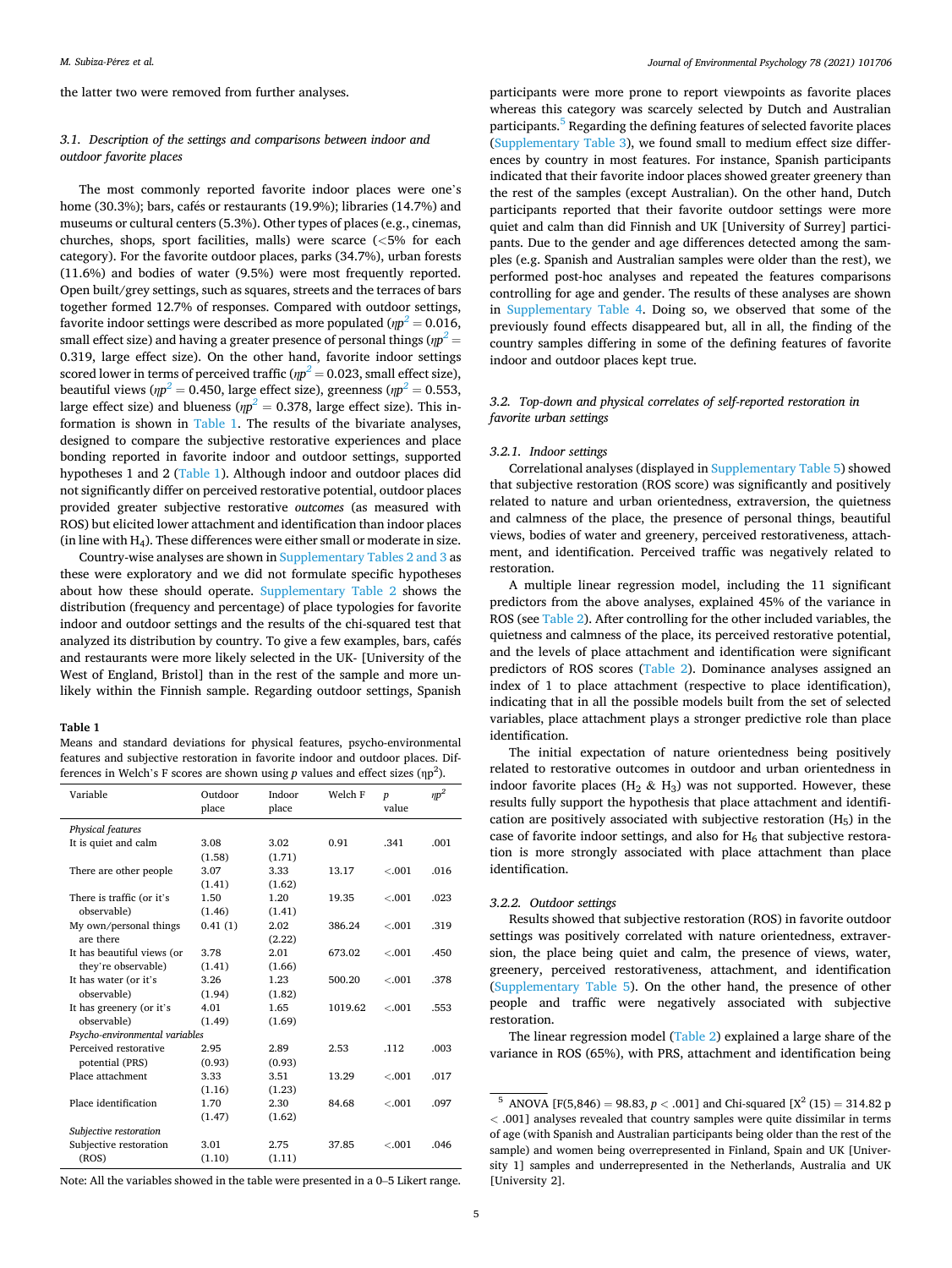the latter two were removed from further analyses.

### 3.1. Description of the settings and comparisons between indoor and outdoor favorite places

The most commonly reported favorite indoor places were one's home (30.3%); bars, cafés or restaurants (19.9%); libraries (14.7%) and museums or cultural centers (5.3%). Other types of places (e.g., cinemas, churches, shops, sport facilities, malls) were scarce (<5% for each category). For the favorite outdoor places, parks (34.7%), urban forests (11.6%) and bodies of water (9.5%) were most frequently reported. Open built/grey settings, such as squares, streets and the terraces of bars together formed 12.7% of responses. Compared with outdoor settings, favorite indoor settings were described as more populated ($\eta p^2 = 0.016$, small effect size) and having a greater presence of personal things ($\eta p^2 = 0.319$, large effect size). On the other hand, favorite indoor settings scored lower in terms of perceived traffic ($\eta p^2 = 0.023$, small effect size), beautiful views ($\eta p^2 = 0.450$, large effect size), greenness ($\eta p^2 = 0.553$, large effect size) and blueness ($\eta p^2 = 0.378$, large effect size). This information is shown in Table 1. The results of the bivariate analyses, designed to compare the subjective restorative experiences and place bonding reported in favorite indoor and outdoor settings, supported hypotheses 1 and 2 (Table 1). Although indoor and outdoor places did not significantly differ on perceived restorative potential, outdoor places provided greater subjective restorative *outcomes* (as measured with ROS) but elicited lower attachment and identification than indoor places (in line with $H_4$). These differences were either small or moderate in size.

Country-wise analyses are shown in Supplementary Tables 2 and 3 as these were exploratory and we did not formulate specific hypotheses about how these should operate. Supplementary Table 2 shows the distribution (frequency and percentage) of place typologies for favorite indoor and outdoor settings and the results of the chi-squared test that analyzed its distribution by country. To give a few examples, bars, cafés and restaurants were more likely selected in the UK- [University of the West of England, Bristol] than in the rest of the sample and more unlikely within the Finnish sample. Regarding outdoor settings, Spanish participants were more prone to report viewpoints as favorite places whereas this category was scarcely selected by Dutch and Australian participants.[5] Regarding the defining features of selected favorite places (Supplementary Table 3), we found small to medium effect size differences by country in most features. For instance, Spanish participants indicated that their favorite indoor places showed greater greenery than the rest of the samples (except Australian). On the other hand, Dutch participants reported that their favorite outdoor settings were more quiet and calm than did Finnish and UK [University of Surrey] participants. Due to the gender and age differences detected among the samples (e.g. Spanish and Australian samples were older than the rest), we performed post-hoc analyses and repeated the features comparisons controlling for age and gender. The results of these analyses are shown in Supplementary Table 4. Doing so, we observed that some of the previously found effects disappeared but, all in all, the finding of the country samples differing in some of the defining features of favorite indoor and outdoor places kept true.

**Table 1**
Means and standard deviations for physical features, psycho-environmental features and subjective restoration in favorite indoor and outdoor places. Differences in Welch's F scores are shown using *p* values and effect sizes ($\eta p^2$).

| Variable | Outdoor place | Indoor place | Welch F | *p* value | $\eta p^2$ |
|---|---|---|---|---|---|
| *Physical features* | | | | | |
| It is quiet and calm | 3.08 (1.58) | 3.02 (1.71) | 0.91 | .341 | .001 |
| There are other people | 3.07 (1.41) | 3.33 (1.62) | 13.17 | <.001 | .016 |
| There is traffic (or it's observable) | 1.50 (1.46) | 1.20 (1.41) | 19.35 | <.001 | .023 |
| My own/personal things are there | 0.41 (1) | 2.02 (2.22) | 386.24 | <.001 | .319 |
| It has beautiful views (or they're observable) | 3.78 (1.41) | 2.01 (1.66) | 673.02 | <.001 | .450 |
| It has water (or it's observable) | 3.26 (1.94) | 1.23 (1.82) | 500.20 | <.001 | .378 |
| It has greenery (or it's observable) | 4.01 (1.49) | 1.65 (1.69) | 1019.62 | <.001 | .553 |
| *Psycho-environmental variables* | | | | | |
| Perceived restorative potential (PRS) | 2.95 (0.93) | 2.89 (0.93) | 2.53 | .112 | .003 |
| Place attachment | 3.33 (1.16) | 3.51 (1.23) | 13.29 | <.001 | .017 |
| Place identification | 1.70 (1.47) | 2.30 (1.62) | 84.68 | <.001 | .097 |
| *Subjective restoration* | | | | | |
| Subjective restoration (ROS) | 3.01 (1.10) | 2.75 (1.11) | 37.85 | <.001 | .046 |

Note: All the variables showed in the table were presented in a 0–5 Likert range.

### 3.2. Top-down and physical correlates of self-reported restoration in favorite urban settings

#### 3.2.1. Indoor settings

Correlational analyses (displayed in Supplementary Table 5) showed that subjective restoration (ROS score) was significantly and positively related to nature and urban orientedness, extraversion, the quietness and calmness of the place, the presence of personal things, beautiful views, bodies of water and greenery, perceived restorativeness, attachment, and identification. Perceived traffic was negatively related to restoration.

A multiple linear regression model, including the 11 significant predictors from the above analyses, explained 45% of the variance in ROS (see Table 2). After controlling for the other included variables, the quietness and calmness of the place, its perceived restorative potential, and the levels of place attachment and identification were significant predictors of ROS scores (Table 2). Dominance analyses assigned an index of 1 to place attachment (respective to place identification), indicating that in all the possible models built from the set of selected variables, place attachment plays a stronger predictive role than place identification.

The initial expectation of nature orientedness being positively related to restorative outcomes in outdoor and urban orientedness in indoor favorite places ($H_2$ & $H_3$) was not supported. However, these results fully support the hypothesis that place attachment and identification are positively associated with subjective restoration ($H_5$) in the case of favorite indoor settings, and also for $H_6$ that subjective restoration is more strongly associated with place attachment than place identification.

#### 3.2.2. Outdoor settings

Results showed that subjective restoration (ROS) in favorite outdoor settings was positively correlated with nature orientedness, extraversion, the place being quiet and calm, the presence of views, water, greenery, perceived restorativeness, attachment, and identification (Supplementary Table 5). On the other hand, the presence of other people and traffic were negatively associated with subjective restoration.

The linear regression model (Table 2) explained a large share of the variance in ROS (65%), with PRS, attachment and identification being

[5] ANOVA [F(5,846) = 98.83, $p < .001$] and Chi-squared [$X^2$ (15) = 314.82 $p < .001$] analyses revealed that country samples were quite dissimilar in terms of age (with Spanish and Australian participants being older than the rest of the sample) and women being overrepresented in Finland, Spain and UK [University 1] samples and underrepresented in the Netherlands, Australia and UK [University 2].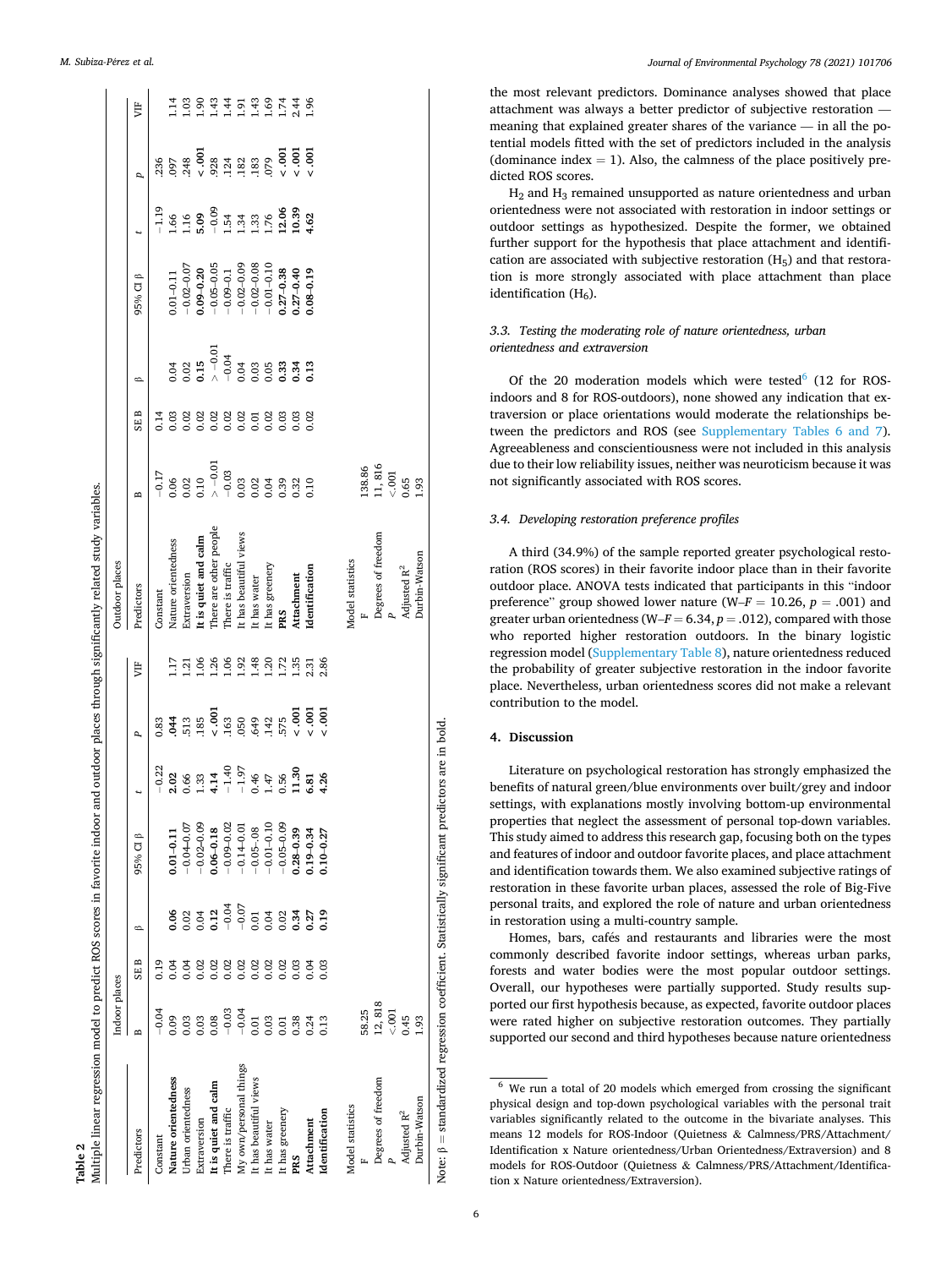**Table 2**
Multiple linear regression model to predict ROS scores in favorite indoor and outdoor places through significantly related study variables.

| Indoor places | | | | | | | | Outdoor places | | | | | | | |
|---|---|---|---|---|---|---|---|---|---|---|---|---|---|---|---|
| Predictors | B | SE B | β | 95% CI β | t | p | VIF | Predictors | B | SE B | β | 95% CI β | t | p | VIF |
| Constant | −0.04 | 0.19 | | | −0.22 | 0.83 | | Constant | −0.17 | 0.14 | | | −1.19 | .236 | |
| **Nature orientedness** | 0.09 | 0.04 | **0.06** | **0.01–0.11** | **2.02** | **.044** | 1.17 | Nature orientedness | 0.06 | 0.03 | 0.04 | 0.01–0.11 | 1.66 | .097 | 1.14 |
| Urban orientedness | 0.03 | 0.04 | 0.02 | −0.04–0.07 | 0.66 | .513 | 1.21 | Extraversion | 0.02 | 0.02 | 0.02 | −0.02–0.07 | 1.16 | .248 | 1.03 |
| Extraversion | 0.03 | 0.02 | 0.04 | −0.02–0.09 | 1.33 | .185 | 1.06 | **It is quiet and calm** | 0.10 | 0.02 | **0.15** | **0.09–0.20** | **5.09** | **<.001** | 1.90 |
| **It is quiet and calm** | 0.08 | 0.02 | **0.12** | **0.06–0.18** | **4.14** | **<.001** | 1.26 | There are other people | > −0.01 | 0.02 | > −0.01 | −0.05–0.05 | −0.09 | .928 | 1.43 |
| There is traffic | −0.03 | 0.02 | −0.04 | −0.09–0.02 | −1.40 | .163 | 1.06 | There is traffic | −0.03 | 0.02 | −0.04 | −0.09–0.1 | 1.54 | .124 | 1.44 |
| My own/personal things | −0.04 | 0.02 | −0.07 | −0.14–0.01 | −1.97 | .050 | 1.92 | It has beautiful views | 0.03 | 0.02 | 0.04 | −0.02–0.09 | 1.34 | .182 | 1.91 |
| It has beautiful views | 0.01 | 0.02 | 0.01 | −0.05–.08 | 0.46 | .649 | 1.48 | It has water | 0.02 | 0.01 | 0.03 | −0.02–0.08 | 1.33 | .183 | 1.43 |
| It has water | 0.03 | 0.02 | 0.04 | −0.01–0.10 | 1.47 | .142 | 1.20 | It has greenery | 0.04 | 0.02 | 0.05 | −0.01–0.10 | 1.76 | .079 | 1.69 |
| It has greenery | 0.01 | 0.02 | 0.02 | −0.05–0.09 | 0.56 | .575 | 1.72 | **PRS** | 0.39 | 0.03 | **0.33** | **0.27–0.38** | **12.06** | **<.001** | 1.74 |
| **PRS** | 0.38 | 0.03 | **0.34** | **0.28–0.39** | **11.30** | **<.001** | 1.35 | **Attachment** | 0.32 | 0.03 | **0.34** | **0.27–0.40** | **10.39** | **<.001** | 2.44 |
| **Attachment** | 0.24 | 0.04 | **0.27** | **0.19–0.34** | **6.81** | **<.001** | 2.31 | **Identification** | 0.10 | 0.02 | **0.13** | **0.08–0.19** | **4.62** | **<.001** | 1.96 |
| **Identification** | 0.13 | 0.03 | **0.19** | **0.10–0.27** | **4.26** | **<.001** | 2.86 | | | | | | | | |
| Model statistics | | | | | | | | Model statistics | | | | | | | |
| F | 58.25 | | | | | | | F | 138.86 | | | | | | |
| Degrees of freedom | 12, 818 | | | | | | | Degrees of freedom | 11, 816 | | | | | | |
| P | <.001 | | | | | | | P | <.001 | | | | | | |
| Adjusted $R^2$ | 0.45 | | | | | | | Adjusted $R^2$ | 0.65 | | | | | | |
| Durbin-Watson | 1.93 | | | | | | | Durbin-Watson | 1.93 | | | | | | |

Note: β = standardized regression coefficient. Statistically significant predictors are in bold.

the most relevant predictors. Dominance analyses showed that place attachment was always a better predictor of subjective restoration — meaning that explained greater shares of the variance — in all the potential models fitted with the set of predictors included in the analysis (dominance index = 1). Also, the calmness of the place positively predicted ROS scores.

$H_2$ and $H_3$ remained unsupported as nature orientedness and urban orientedness were not associated with restoration in indoor settings or outdoor settings as hypothesized. Despite the former, we obtained further support for the hypothesis that place attachment and identification are associated with subjective restoration ($H_5$) and that restoration is more strongly associated with place attachment than place identification ($H_6$).

### 3.3. Testing the moderating role of nature orientedness, urban orientedness and extraversion

Of the 20 moderation models which were tested[6] (12 for ROS-indoors and 8 for ROS-outdoors), none showed any indication that extraversion or place orientations would moderate the relationships between the predictors and ROS (see Supplementary Tables 6 and 7). Agreeableness and conscientiousness were not included in this analysis due to their low reliability issues, neither was neuroticism because it was not significantly associated with ROS scores.

### 3.4. Developing restoration preference profiles

A third (34.9%) of the sample reported greater psychological restoration (ROS scores) in their favorite indoor place than in their favorite outdoor place. ANOVA tests indicated that participants in this "indoor preference" group showed lower nature ($W\text{–}F = 10.26$, $p = .001$) and greater urban orientedness ($W\text{–}F = 6.34$, $p = .012$), compared with those who reported higher restoration outdoors. In the binary logistic regression model (Supplementary Table 8), nature orientedness reduced the probability of greater subjective restoration in the indoor favorite place. Nevertheless, urban orientedness scores did not make a relevant contribution to the model.

## 4. Discussion

Literature on psychological restoration has strongly emphasized the benefits of natural green/blue environments over built/grey and indoor settings, with explanations mostly involving bottom-up environmental properties that neglect the assessment of personal top-down variables. This study aimed to address this research gap, focusing both on the types and features of indoor and outdoor favorite places, and place attachment and identification towards them. We also examined subjective ratings of restoration in these favorite urban places, assessed the role of Big-Five personal traits, and explored the role of nature and urban orientedness in restoration using a multi-country sample.

Homes, bars, cafés and restaurants and libraries were the most commonly described favorite indoor settings, whereas urban parks, forests and water bodies were the most popular outdoor settings. Overall, our hypotheses were partially supported. Study results supported our first hypothesis because, as expected, favorite outdoor places were rated higher on subjective restoration outcomes. They partially supported our second and third hypotheses because nature orientedness

[6] We run a total of 20 models which emerged from crossing the significant physical design and top-down psychological variables with the personal trait variables significantly related to the outcome in the bivariate analyses. This means 12 models for ROS-Indoor (Quietness & Calmness/PRS/Attachment/Identification x Nature orientedness/Urban Orientedness/Extraversion) and 8 models for ROS-Outdoor (Quietness & Calmness/PRS/Attachment/Identification x Nature orientedness/Extraversion).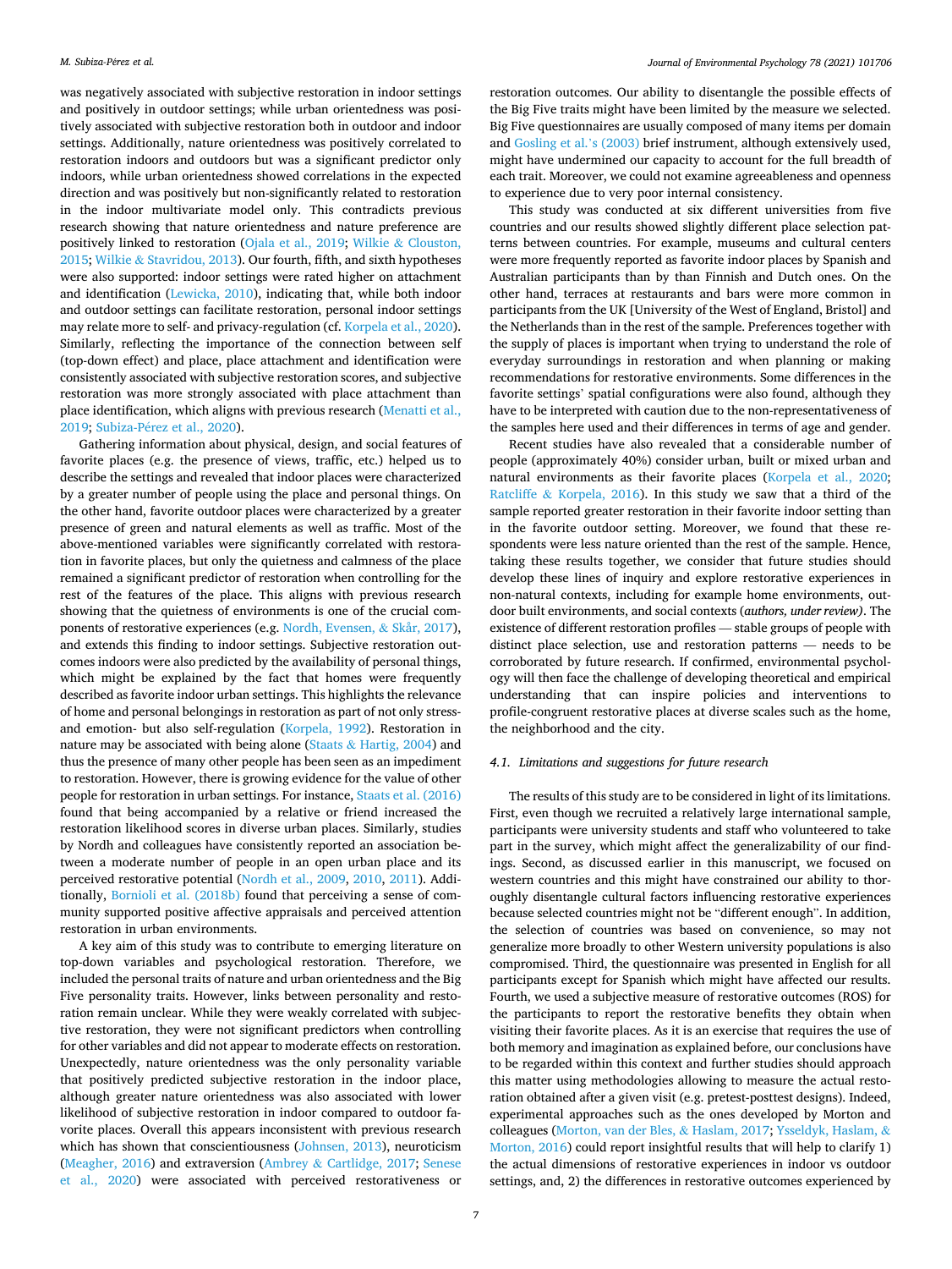was negatively associated with subjective restoration in indoor settings and positively in outdoor settings; while urban orientedness was positively associated with subjective restoration both in outdoor and indoor settings. Additionally, nature orientedness was positively correlated to restoration indoors and outdoors but was a significant predictor only indoors, while urban orientedness showed correlations in the expected direction and was positively but non-significantly related to restoration in the indoor multivariate model only. This contradicts previous research showing that nature orientedness and nature preference are positively linked to restoration (Ojala et al., 2019; Wilkie & Clouston, 2015; Wilkie & Stavridou, 2013). Our fourth, fifth, and sixth hypotheses were also supported: indoor settings were rated higher on attachment and identification (Lewicka, 2010), indicating that, while both indoor and outdoor settings can facilitate restoration, personal indoor settings may relate more to self- and privacy-regulation (cf. Korpela et al., 2020). Similarly, reflecting the importance of the connection between self (top-down effect) and place, place attachment and identification were consistently associated with subjective restoration scores, and subjective restoration was more strongly associated with place attachment than place identification, which aligns with previous research (Menatti et al., 2019; Subiza-Pérez et al., 2020).

Gathering information about physical, design, and social features of favorite places (e.g. the presence of views, traffic, etc.) helped us to describe the settings and revealed that indoor places were characterized by a greater number of people using the place and personal things. On the other hand, favorite outdoor places were characterized by a greater presence of green and natural elements as well as traffic. Most of the above-mentioned variables were significantly correlated with restoration in favorite places, but only the quietness and calmness of the place remained a significant predictor of restoration when controlling for the rest of the features of the place. This aligns with previous research showing that the quietness of environments is one of the crucial components of restorative experiences (e.g. Nordh, Evensen, & Skår, 2017), and extends this finding to indoor settings. Subjective restoration outcomes indoors were also predicted by the availability of personal things, which might be explained by the fact that homes were frequently described as favorite indoor urban settings. This highlights the relevance of home and personal belongings in restoration as part of not only stress- and emotion- but also self-regulation (Korpela, 1992). Restoration in nature may be associated with being alone (Staats & Hartig, 2004) and thus the presence of many other people has been seen as an impediment to restoration. However, there is growing evidence for the value of other people for restoration in urban settings. For instance, Staats et al. (2016) found that being accompanied by a relative or friend increased the restoration likelihood scores in diverse urban places. Similarly, studies by Nordh and colleagues have consistently reported an association between a moderate number of people in an open urban place and its perceived restorative potential (Nordh et al., 2009, 2010, 2011). Additionally, Bornioli et al. (2018b) found that perceiving a sense of community supported positive affective appraisals and perceived attention restoration in urban environments.

A key aim of this study was to contribute to emerging literature on top-down variables and psychological restoration. Therefore, we included the personal traits of nature and urban orientedness and the Big Five personality traits. However, links between personality and restoration remain unclear. While they were weakly correlated with subjective restoration, they were not significant predictors when controlling for other variables and did not appear to moderate effects on restoration. Unexpectedly, nature orientedness was the only personality variable that positively predicted subjective restoration in the indoor place, although greater nature orientedness was also associated with lower likelihood of subjective restoration in indoor compared to outdoor favorite places. Overall this appears inconsistent with previous research which has shown that conscientiousness (Johnsen, 2013), neuroticism (Meagher, 2016) and extraversion (Ambrey & Cartlidge, 2017; Senese et al., 2020) were associated with perceived restorativeness or restoration outcomes. Our ability to disentangle the possible effects of the Big Five traits might have been limited by the measure we selected. Big Five questionnaires are usually composed of many items per domain and Gosling et al.'s (2003) brief instrument, although extensively used, might have undermined our capacity to account for the full breadth of each trait. Moreover, we could not examine agreeableness and openness to experience due to very poor internal consistency.

This study was conducted at six different universities from five countries and our results showed slightly different place selection patterns between countries. For example, museums and cultural centers were more frequently reported as favorite indoor places by Spanish and Australian participants than by than Finnish and Dutch ones. On the other hand, terraces at restaurants and bars were more common in participants from the UK [University of the West of England, Bristol] and the Netherlands than in the rest of the sample. Preferences together with the supply of places is important when trying to understand the role of everyday surroundings in restoration and when planning or making recommendations for restorative environments. Some differences in the favorite settings' spatial configurations were also found, although they have to be interpreted with caution due to the non-representativeness of the samples here used and their differences in terms of age and gender.

Recent studies have also revealed that a considerable number of people (approximately 40%) consider urban, built or mixed urban and natural environments as their favorite places (Korpela et al., 2020; Ratcliffe & Korpela, 2016). In this study we saw that a third of the sample reported greater restoration in their favorite indoor setting than in the favorite outdoor setting. Moreover, we found that these respondents were less nature oriented than the rest of the sample. Hence, taking these results together, we consider that future studies should develop these lines of inquiry and explore restorative experiences in non-natural contexts, including for example home environments, outdoor built environments, and social contexts (*authors, under review*). The existence of different restoration profiles — stable groups of people with distinct place selection, use and restoration patterns — needs to be corroborated by future research. If confirmed, environmental psychology will then face the challenge of developing theoretical and empirical understanding that can inspire policies and interventions to profile-congruent restorative places at diverse scales such as the home, the neighborhood and the city.

### 4.1. Limitations and suggestions for future research

The results of this study are to be considered in light of its limitations. First, even though we recruited a relatively large international sample, participants were university students and staff who volunteered to take part in the survey, which might affect the generalizability of our findings. Second, as discussed earlier in this manuscript, we focused on western countries and this might have constrained our ability to thoroughly disentangle cultural factors influencing restorative experiences because selected countries might not be "different enough". In addition, the selection of countries was based on convenience, so may not generalize more broadly to other Western university populations is also compromised. Third, the questionnaire was presented in English for all participants except for Spanish which might have affected our results. Fourth, we used a subjective measure of restorative outcomes (ROS) for the participants to report the restorative benefits they obtain when visiting their favorite places. As it is an exercise that requires the use of both memory and imagination as explained before, our conclusions have to be regarded within this context and further studies should approach this matter using methodologies allowing to measure the actual restoration obtained after a given visit (e.g. pretest-posttest designs). Indeed, experimental approaches such as the ones developed by Morton and colleagues (Morton, van der Bles, & Haslam, 2017; Ysseldyk, Haslam, & Morton, 2016) could report insightful results that will help to clarify 1) the actual dimensions of restorative experiences in indoor vs outdoor settings, and, 2) the differences in restorative outcomes experienced by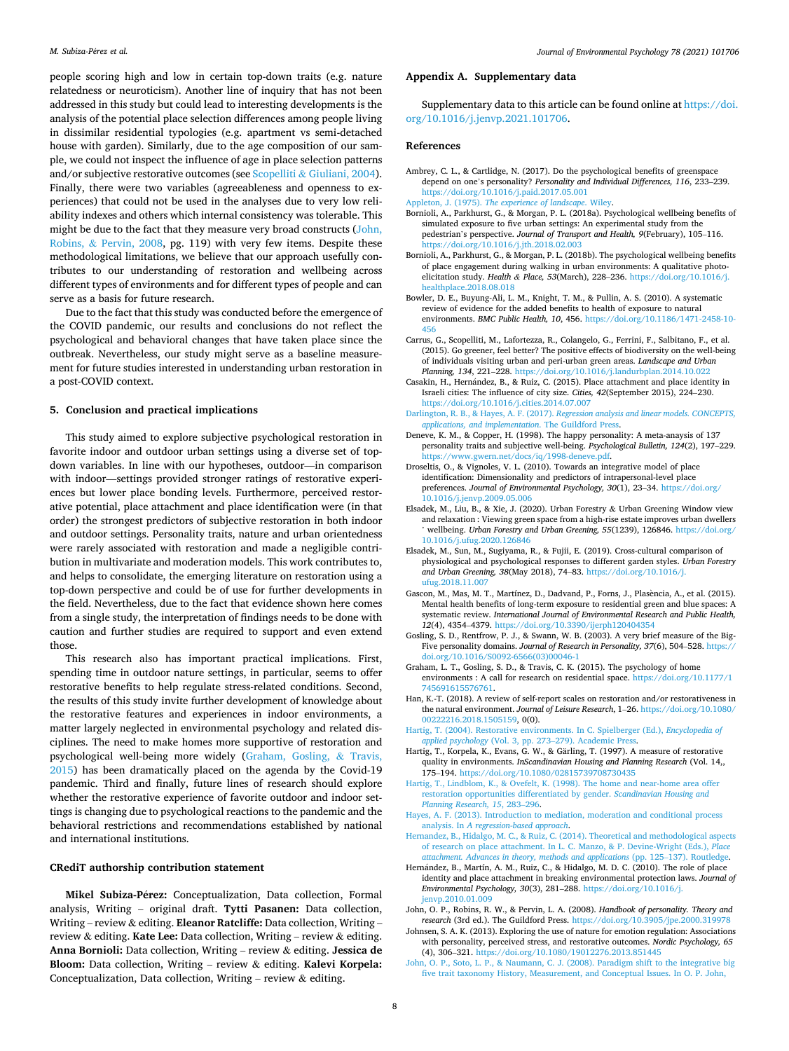people scoring high and low in certain top-down traits (e.g. nature relatedness or neuroticism). Another line of inquiry that has not been addressed in this study but could lead to interesting developments is the analysis of the potential place selection differences among people living in dissimilar residential typologies (e.g. apartment vs semi-detached house with garden). Similarly, due to the age composition of our sample, we could not inspect the influence of age in place selection patterns and/or subjective restorative outcomes (see Scopelliti & Giuliani, 2004). Finally, there were two variables (agreeableness and openness to experiences) that could not be used in the analyses due to very low reliability indexes and others which internal consistency was tolerable. This might be due to the fact that they measure very broad constructs (John, Robins, & Pervin, 2008, pg. 119) with very few items. Despite these methodological limitations, we believe that our approach usefully contributes to our understanding of restoration and wellbeing across different types of environments and for different types of people and can serve as a basis for future research.

Due to the fact that this study was conducted before the emergence of the COVID pandemic, our results and conclusions do not reflect the psychological and behavioral changes that have taken place since the outbreak. Nevertheless, our study might serve as a baseline measurement for future studies interested in understanding urban restoration in a post-COVID context.

## 5. Conclusion and practical implications

This study aimed to explore subjective psychological restoration in favorite indoor and outdoor urban settings using a diverse set of top-down variables. In line with our hypotheses, outdoor—in comparison with indoor—settings provided stronger ratings of restorative experiences but lower place bonding levels. Furthermore, perceived restorative potential, place attachment and place identification were (in that order) the strongest predictors of subjective restoration in both indoor and outdoor settings. Personality traits, nature and urban orientedness were rarely associated with restoration and made a negligible contribution in multivariate and moderation models. This work contributes to, and helps to consolidate, the emerging literature on restoration using a top-down perspective and could be of use for further developments in the field. Nevertheless, due to the fact that evidence shown here comes from a single study, the interpretation of findings needs to be done with caution and further studies are required to support and even extend those.

This research also has important practical implications. First, spending time in outdoor nature settings, in particular, seems to offer restorative benefits to help regulate stress-related conditions. Second, the results of this study invite further development of knowledge about the restorative features and experiences in indoor environments, a matter largely neglected in environmental psychology and related disciplines. The need to make homes more supportive of restoration and psychological well-being more widely (Graham, Gosling, & Travis, 2015) has been dramatically placed on the agenda by the Covid-19 pandemic. Third and finally, future lines of research should explore whether the restorative experience of favorite outdoor and indoor settings is changing due to psychological reactions to the pandemic and the behavioral restrictions and recommendations established by national and international institutions.

## CRediT authorship contribution statement

**Mikel Subiza-Pérez:** Conceptualization, Data collection, Formal analysis, Writing – original draft. **Tytti Pasanen:** Data collection, Writing – review & editing. **Eleanor Ratcliffe:** Data collection, Writing – review & editing. **Kate Lee:** Data collection, Writing – review & editing. **Anna Bornioli:** Data collection, Writing – review & editing. **Jessica de Bloom:** Data collection, Writing – review & editing. **Kalevi Korpela:** Conceptualization, Data collection, Writing – review & editing.

## Appendix A. Supplementary data

Supplementary data to this article can be found online at https://doi.org/10.1016/j.jenvp.2021.101706.

## References

Ambrey, C. L., & Cartlidge, N. (2017). Do the psychological benefits of greenspace depend on one's personality? *Personality and Individual Differences, 116*, 233–239. https://doi.org/10.1016/j.paid.2017.05.001

Appleton, J. (1975). *The experience of landscape*. Wiley.

Bornioli, A., Parkhurst, G., & Morgan, P. L. (2018a). Psychological wellbeing benefits of simulated exposure to five urban settings: An experimental study from the pedestrian's perspective. *Journal of Transport and Health, 9*(February), 105–116. https://doi.org/10.1016/j.jth.2018.02.003

Bornioli, A., Parkhurst, G., & Morgan, P. L. (2018b). The psychological wellbeing benefits of place engagement during walking in urban environments: A qualitative photo-elicitation study. *Health & Place, 53*(March), 228–236. https://doi.org/10.1016/j.healthplace.2018.08.018

Bowler, D. E., Buyung-Ali, L. M., Knight, T. M., & Pullin, A. S. (2010). A systematic review of evidence for the added benefits to health of exposure to natural environments. *BMC Public Health, 10*, 456. https://doi.org/10.1186/1471-2458-10-456

Carrus, G., Scopelliti, M., Lafortezza, R., Colangelo, G., Ferrini, F., Salbitano, F., et al. (2015). Go greener, feel better? The positive effects of biodiversity on the well-being of individuals visiting urban and peri-urban green areas. *Landscape and Urban Planning, 134*, 221–228. https://doi.org/10.1016/j.landurbplan.2014.10.022

Casakin, H., Hernández, B., & Ruiz, C. (2015). Place attachment and place identity in Israeli cities: The influence of city size. *Cities, 42*(September 2015), 224–230. https://doi.org/10.1016/j.cities.2014.07.007

Darlington, R. B., & Hayes, A. F. (2017). *Regression analysis and linear models. CONCEPTS, applications, and implementation*. The Guildford Press.

Deneve, K. M., & Copper, H. (1998). The happy personality: A meta-anaysis of 137 personality traits and subjective well-being. *Psychological Bulletin, 124*(2), 197–229. https://www.gwern.net/docs/iq/1998-deneve.pdf.

Droseltis, O., & Vignoles, V. L. (2010). Towards an integrative model of place identification: Dimensionality and predictors of intrapersonal-level place preferences. *Journal of Environmental Psychology, 30*(1), 23–34. https://doi.org/10.1016/j.jenvp.2009.05.006

Elsadek, M., Liu, B., & Xie, J. (2020). Urban Forestry & Urban Greening Window view and relaxation : Viewing green space from a high-rise estate improves urban dwellers ' wellbeing. *Urban Forestry and Urban Greening, 55*(1239), 126846. https://doi.org/10.1016/j.ufug.2020.126846

Elsadek, M., Sun, M., Sugiyama, R., & Fujii, E. (2019). Cross-cultural comparison of physiological and psychological responses to different garden styles. *Urban Forestry and Urban Greening, 38*(May 2018), 74–83. https://doi.org/10.1016/j.ufug.2018.11.007

Gascon, M., Mas, M. T., Martínez, D., Dadvand, P., Forns, J., Plasència, A., et al. (2015). Mental health benefits of long-term exposure to residential green and blue spaces: A systematic review. *International Journal of Environmental Research and Public Health, 12*(4), 4354–4379. https://doi.org/10.3390/ijerph120404354

Gosling, S. D., Rentfrow, P. J., & Swann, W. B. (2003). A very brief measure of the Big-Five personality domains. *Journal of Research in Personality, 37*(6), 504–528. https://doi.org/10.1016/S0092-6566(03)00046-1

Graham, L. T., Gosling, S. D., & Travis, C. K. (2015). The psychology of home environments : A call for research on residential space. https://doi.org/10.1177/1745691615576761.

Han, K.-T. (2018). A review of self-report scales on restoration and/or restorativeness in the natural environment. *Journal of Leisure Research*, 1–26. https://doi.org/10.1080/00222216.2018.1505159, 0(0).

Hartig, T. (2004). Restorative environments. In C. Spielberger (Ed.), *Encyclopedia of applied psychology* (Vol. 3, pp. 273–279). Academic Press.

Hartig, T., Korpela, K., Evans, G. W., & Gärling, T. (1997). A measure of restorative quality in environments. *InScandinavian Housing and Planning Research* (Vol. 14,, 175–194. https://doi.org/10.1080/02815739708730435

Hartig, T., Lindblom, K., & Ovefelt, K. (1998). The home and near-home area offer restoration opportunities differentiated by gender. *Scandinavian Housing and Planning Research, 15*, 283–296.

Hayes, A. F. (2013). Introduction to mediation, moderation and conditional process analysis. In *A regression-based approach*.

Hernandez, B., Hidalgo, M. C., & Ruiz, C. (2014). Theoretical and methodological aspects of research on place attachment. In L. C. Manzo, & P. Devine-Wright (Eds.), *Place attachment. Advances in theory, methods and applications* (pp. 125–137). Routledge.

Hernández, B., Martín, A. M., Ruiz, C., & Hidalgo, M. D. C. (2010). The role of place identity and place attachment in breaking environmental protection laws. *Journal of Environmental Psychology, 30*(3), 281–288. https://doi.org/10.1016/j.jenvp.2010.01.009

John, O. P., Robins, R. W., & Pervin, L. A. (2008). *Handbook of personality. Theory and research* (3rd ed.). The Guildford Press. https://doi.org/10.3905/jpe.2000.319978

Johnsen, S. A. K. (2013). Exploring the use of nature for emotion regulation: Associations with personality, perceived stress, and restorative outcomes. *Nordic Psychology, 65* (4), 306–321. https://doi.org/10.1080/19012276.2013.851445

John, O. P., Soto, L. P., & Naumann, C. J. (2008). Paradigm shift to the integrative big five trait taxonomy History, Measurement, and Conceptual Issues. In O. P. John,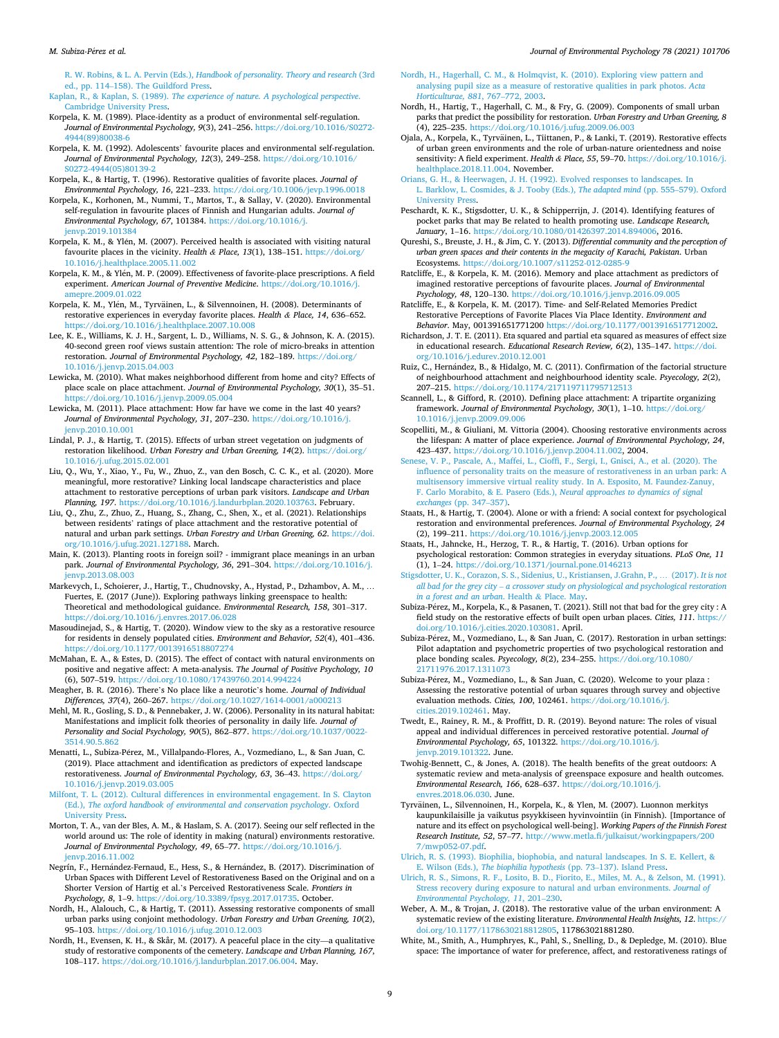R. W. Robins, & L. A. Pervin (Eds.), *Handbook of personality. Theory and research* (3rd ed., pp. 114–158). The Guildford Press.

Kaplan, R., & Kaplan, S. (1989). *The experience of nature. A psychological perspective.* Cambridge University Press.

Korpela, K. M. (1989). Place-identity as a product of environmental self-regulation. *Journal of Environmental Psychology, 9*(3), 241–256. https://doi.org/10.1016/S0272-4944(89)80038-6

Korpela, K. M. (1992). Adolescents' favourite places and environmental self-regulation. *Journal of Environmental Psychology, 12*(3), 249–258. https://doi.org/10.1016/S0272-4944(05)80139-2

Korpela, K., & Hartig, T. (1996). Restorative qualities of favorite places. *Journal of Environmental Psychology, 16*, 221–233. https://doi.org/10.1006/jevp.1996.0018

Korpela, K., Korhonen, M., Nummi, T., Martos, T., & Sallay, V. (2020). Environmental self-regulation in favourite places of Finnish and Hungarian adults. *Journal of Environmental Psychology, 67*, 101384. https://doi.org/10.1016/j.jenvp.2019.101384

Korpela, K. M., & Ylén, M. (2007). Perceived health is associated with visiting natural favourite places in the vicinity. *Health & Place, 13*(1), 138–151. https://doi.org/10.1016/j.healthplace.2005.11.002

Korpela, K. M., & Ylén, M. P. (2009). Effectiveness of favorite-place prescriptions. A field experiment. *American Journal of Preventive Medicine*. https://doi.org/10.1016/j.amepre.2009.01.022

Korpela, K. M., Ylén, M., Tyrväinen, L., & Silvennoinen, H. (2008). Determinants of restorative experiences in everyday favorite places. *Health & Place, 14*, 636–652. https://doi.org/10.1016/j.healthplace.2007.10.008

Lee, K. E., Williams, K. J. H., Sargent, L. D., Williams, N. S. G., & Johnson, K. A. (2015). 40-second green roof views sustain attention: The role of micro-breaks in attention restoration. *Journal of Environmental Psychology, 42*, 182–189. https://doi.org/10.1016/j.jenvp.2015.04.003

Lewicka, M. (2010). What makes neighborhood different from home and city? Effects of place scale on place attachment. *Journal of Environmental Psychology, 30*(1), 35–51. https://doi.org/10.1016/j.jenvp.2009.05.004

Lewicka, M. (2011). Place attachment: How far have we come in the last 40 years? *Journal of Environmental Psychology, 31*, 207–230. https://doi.org/10.1016/j.jenvp.2010.10.001

Lindal, P. J., & Hartig, T. (2015). Effects of urban street vegetation on judgments of restoration likelihood. *Urban Forestry and Urban Greening, 14*(2). https://doi.org/10.1016/j.ufug.2015.02.001

Liu, Q., Wu, Y., Xiao, Y., Fu, W., Zhuo, Z., van den Bosch, C. C. K., et al. (2020). More meaningful, more restorative? Linking local landscape characteristics and place attachment to restorative perceptions of urban park visitors. *Landscape and Urban Planning, 197*. https://doi.org/10.1016/j.landurbplan.2020.103763. February.

Liu, Q., Zhu, Z., Zhuo, Z., Huang, S., Zhang, C., Shen, X., et al. (2021). Relationships between residents' ratings of place attachment and the restorative potential of natural and urban park settings. *Urban Forestry and Urban Greening, 62*. https://doi.org/10.1016/j.ufug.2021.127188. March.

Main, K. (2013). Planting roots in foreign soil? - immigrant place meanings in an urban park. *Journal of Environmental Psychology, 36*, 291–304. https://doi.org/10.1016/j.jenvp.2013.08.003

Markevych, I., Schoierer, J., Hartig, T., Chudnovsky, A., Hystad, P., Dzhambov, A. M., … Fuertes, E. (2017 (June)). Exploring pathways linking greenspace to health: Theoretical and methodological guidance. *Environmental Research, 158*, 301–317. https://doi.org/10.1016/j.envres.2017.06.028

Masoudinejad, S., & Hartig, T. (2020). Window view to the sky as a restorative resource for residents in densely populated cities. *Environment and Behavior, 52*(4), 401–436. https://doi.org/10.1177/0013916518807274

McMahan, E. A., & Estes, D. (2015). The effect of contact with natural environments on positive and negative affect: A meta-analysis. *The Journal of Positive Psychology, 10*(6), 507–519. https://doi.org/10.1080/17439760.2014.994224

Meagher, B. R. (2016). There's No place like a neurotic's home. *Journal of Individual Differences, 37*(4), 260–267. https://doi.org/10.1027/1614-0001/a000213

Mehl, M. R., Gosling, S. D., & Pennebaker, J. W. (2006). Personality in its natural habitat: Manifestations and implicit folk theories of personality in daily life. *Journal of Personality and Social Psychology, 90*(5), 862–877. https://doi.org/10.1037/0022-3514.90.5.862

Menatti, L., Subiza-Pérez, M., Villalpando-Flores, A., Vozmediano, L., & San Juan, C. (2019). Place attachment and identification as predictors of expected landscape restorativeness. *Journal of Environmental Psychology, 63*, 36–43. https://doi.org/10.1016/j.jenvp.2019.03.005

Milfont, T. L. (2012). Cultural differences in environmental engagement. In S. Clayton (Ed.), *The oxford handbook of environmental and conservation psychology*. Oxford University Press.

Morton, T. A., van der Bles, A. M., & Haslam, S. A. (2017). Seeing our self reflected in the world around us: The role of identity in making (natural) environments restorative. *Journal of Environmental Psychology, 49*, 65–77. https://doi.org/10.1016/j.jenvp.2016.11.002

Negrín, F., Hernández-Fernaud, E., Hess, S., & Hernández, B. (2017). Discrimination of Urban Spaces with Different Level of Restorativeness Based on the Original and on a Shorter Version of Hartig et al.'s Perceived Restorativeness Scale. *Frontiers in Psychology, 8*, 1–9. https://doi.org/10.3389/fpsyg.2017.01735. October.

Nordh, H., Alalouch, C., & Hartig, T. (2011). Assessing restorative components of small urban parks using conjoint methodology. *Urban Forestry and Urban Greening, 10*(2), 95–103. https://doi.org/10.1016/j.ufug.2010.12.003

Nordh, H., Evensen, K. H., & Skår, M. (2017). A peaceful place in the city—a qualitative study of restorative components of the cemetery. *Landscape and Urban Planning, 167*, 108–117. https://doi.org/10.1016/j.landurbplan.2017.06.004. May.

Nordh, H., Hagerhall, C. M., & Holmqvist, K. (2010). Exploring view pattern and analysing pupil size as a measure of restorative qualities in park photos. *Acta Horticulturae, 881*, 767–772, 2003.

Nordh, H., Hartig, T., Hagerhall, C. M., & Fry, G. (2009). Components of small urban parks that predict the possibility for restoration. *Urban Forestry and Urban Greening, 8*(4), 225–235. https://doi.org/10.1016/j.ufug.2009.06.003

Ojala, A., Korpela, K., Tyrväinen, L., Tiittanen, P., & Lanki, T. (2019). Restorative effects of urban green environments and the role of urban-nature orientedness and noise sensitivity: A field experiment. *Health & Place, 55*, 59–70. https://doi.org/10.1016/j.healthplace.2018.11.004. November.

Orians, G. H., & Heerwagen, J. H. (1992). Evolved responses to landscapes. In L. Barklow, L. Cosmides, & J. Tooby (Eds.), *The adapted mind* (pp. 555–579). Oxford University Press.

Peschardt, K. K., Stigsdotter, U. K., & Schipperrijn, J. (2014). Identifying features of pocket parks that may Be related to health promoting use. *Landscape Research, January*, 1–16. https://doi.org/10.1080/01426397.2014.894006, 2016.

Qureshi, S., Breuste, J. H., & Jim, C. Y. (2013). *Differential community and the perception of urban green spaces and their contents in the megacity of Karachi, Pakistan*. Urban Ecosystems. https://doi.org/10.1007/s11252-012-0285-9

Ratcliffe, E., & Korpela, K. M. (2016). Memory and place attachment as predictors of imagined restorative perceptions of favourite places. *Journal of Environmental Psychology, 48*, 120–130. https://doi.org/10.1016/j.jenvp.2016.09.005

Ratcliffe, E., & Korpela, K. M. (2017). Time- and Self-Related Memories Predict Restorative Perceptions of Favorite Places Via Place Identity. *Environment and Behavior*. May, 001391651771200 https://doi.org/10.1177/0013916517712002.

Richardson, J. T. E. (2011). Eta squared and partial eta squared as measures of effect size in educational research. *Educational Research Review, 6*(2), 135–147. https://doi.org/10.1016/j.edurev.2010.12.001

Ruiz, C., Hernández, B., & Hidalgo, M. C. (2011). Confirmation of the factorial structure of neighbourhood attachment and neighbourhood identity scale. *Psyecology, 2*(2), 207–215. https://doi.org/10.1174/217119711795712513

Scannell, L., & Gifford, R. (2010). Defining place attachment: A tripartite organizing framework. *Journal of Environmental Psychology, 30*(1), 1–10. https://doi.org/10.1016/j.jenvp.2009.09.006

Scopelliti, M., & Giuliani, M. Vittoria (2004). Choosing restorative environments across the lifespan: A matter of place experience. *Journal of Environmental Psychology, 24*, 423–437. https://doi.org/10.1016/j.jenvp.2004.11.002, 2004.

Senese, V. P., Pascale, A., Maffei, L., Cioffi, F., Sergi, I., Gnisci, A., et al. (2020). The influence of personality traits on the measure of restorativeness in an urban park: A multisensory immersive virtual reality study. In A. Esposito, M. Faundez-Zanuy, F. Carlo Morabito, & E. Pasero (Eds.), *Neural approaches to dynamics of signal exchanges* (pp. 347–357).

Staats, H., & Hartig, T. (2004). Alone or with a friend: A social context for psychological restoration and environmental preferences. *Journal of Environmental Psychology, 24*(2), 199–211. https://doi.org/10.1016/j.jenvp.2003.12.005

Staats, H., Jahncke, H., Herzog, T. R., & Hartig, T. (2016). Urban options for psychological restoration: Common strategies in everyday situations. *PLoS One, 11*(1), 1–24. https://doi.org/10.1371/journal.pone.0146213

Stigsdotter, U. K., Corazon, S. S., Sidenius, U., Kristiansen, J.Grahn, P., … (2017). *It is not all bad for the grey city – a crossover study on physiological and psychological restoration in a forest and an urban*. Health & Place. May.

Subiza-Pérez, M., Korpela, K., & Pasanen, T. (2021). Still not that bad for the grey city : A field study on the restorative effects of built open urban places. *Cities, 111*. https://doi.org/10.1016/j.cities.2020.103081. April.

Subiza-Pérez, M., Vozmediano, L., & San Juan, C. (2017). Restoration in urban settings: Pilot adaptation and psychometric properties of two psychological restoration and place bonding scales. *Psyecology, 8*(2), 234–255. https://doi.org/10.1080/21711976.2017.1311073

Subiza-Pérez, M., Vozmediano, L., & San Juan, C. (2020). Welcome to your plaza : Assessing the restorative potential of urban squares through survey and objective evaluation methods. *Cities, 100*, 102461. https://doi.org/10.1016/j.cities.2019.102461. May.

Twedt, E., Rainey, R. M., & Proffitt, D. R. (2019). Beyond nature: The roles of visual appeal and individual differences in perceived restorative potential. *Journal of Environmental Psychology, 65*, 101322. https://doi.org/10.1016/j.jenvp.2019.101322. June.

Twohig-Bennett, C., & Jones, A. (2018). The health benefits of the great outdoors: A systematic review and meta-analysis of greenspace exposure and health outcomes. *Environmental Research, 166*, 628–637. https://doi.org/10.1016/j.envres.2018.06.030. June.

Tyrväinen, L., Silvennoinen, H., Korpela, K., & Ylen, M. (2007). Luonnon merkitys kaupunkilaisille ja vaikutus psyykkiseen hyvinvointiin (in Finnish). [Importance of nature and its effect on psychological well-being]. *Working Papers of the Finnish Forest Research Institute, 52*, 57–77. http://www.metla.fi/julkaisut/workingpapers/2007/mwp052-07.pdf.

Ulrich, R. S. (1993). Biophilia, biophobia, and natural landscapes. In S. E. Kellert, & E. Wilson (Eds.), *The biophilia hypothesis* (pp. 73–137). Island Press.

Ulrich, R. S., Simons, R. F., Losito, B. D., Fiorito, E., Miles, M. A., & Zelson, M. (1991). Stress recovery during exposure to natural and urban environments. *Journal of Environmental Psychology, 11*, 201–230.

Weber, A. M., & Trojan, J. (2018). The restorative value of the urban environment: A systematic review of the existing literature. *Environmental Health Insights, 12*. https://doi.org/10.1177/1178630218812805, 117863021881280.

White, M., Smith, A., Humphryes, K., Pahl, S., Snelling, D., & Depledge, M. (2010). Blue space: The importance of water for preference, affect, and restorativeness ratings of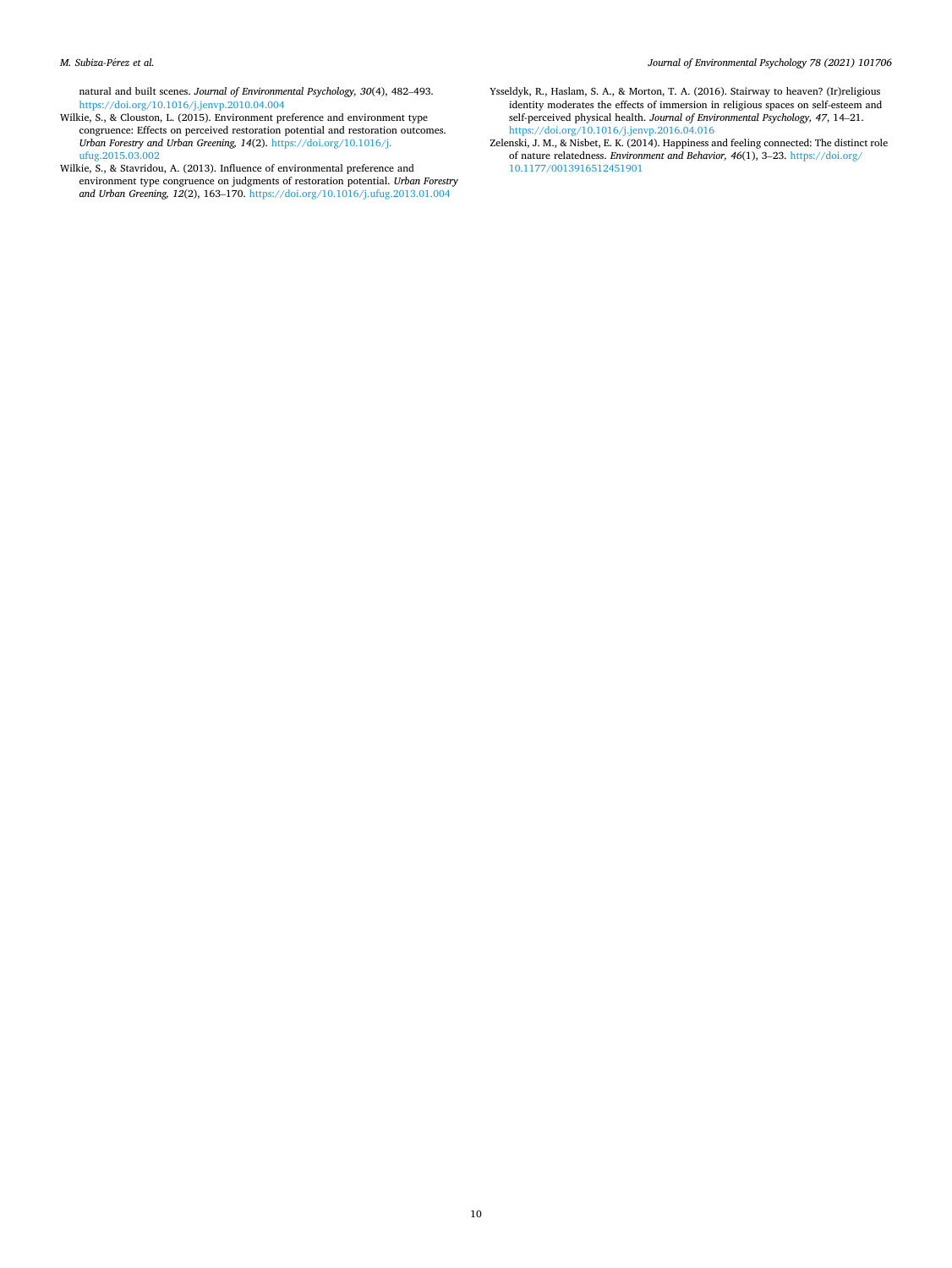natural and built scenes. *Journal of Environmental Psychology, 30*(4), 482–493. https://doi.org/10.1016/j.jenvp.2010.04.004

Wilkie, S., & Clouston, L. (2015). Environment preference and environment type congruence: Effects on perceived restoration potential and restoration outcomes. *Urban Forestry and Urban Greening, 14*(2). https://doi.org/10.1016/j.ufug.2015.03.002

Wilkie, S., & Stavridou, A. (2013). Influence of environmental preference and environment type congruence on judgments of restoration potential. *Urban Forestry and Urban Greening, 12*(2), 163–170. https://doi.org/10.1016/j.ufug.2013.01.004

Ysseldyk, R., Haslam, S. A., & Morton, T. A. (2016). Stairway to heaven? (Ir)religious identity moderates the effects of immersion in religious spaces on self-esteem and self-perceived physical health. *Journal of Environmental Psychology, 47*, 14–21. https://doi.org/10.1016/j.jenvp.2016.04.016

Zelenski, J. M., & Nisbet, E. K. (2014). Happiness and feeling connected: The distinct role of nature relatedness. *Environment and Behavior, 46*(1), 3–23. https://doi.org/10.1177/0013916512451901